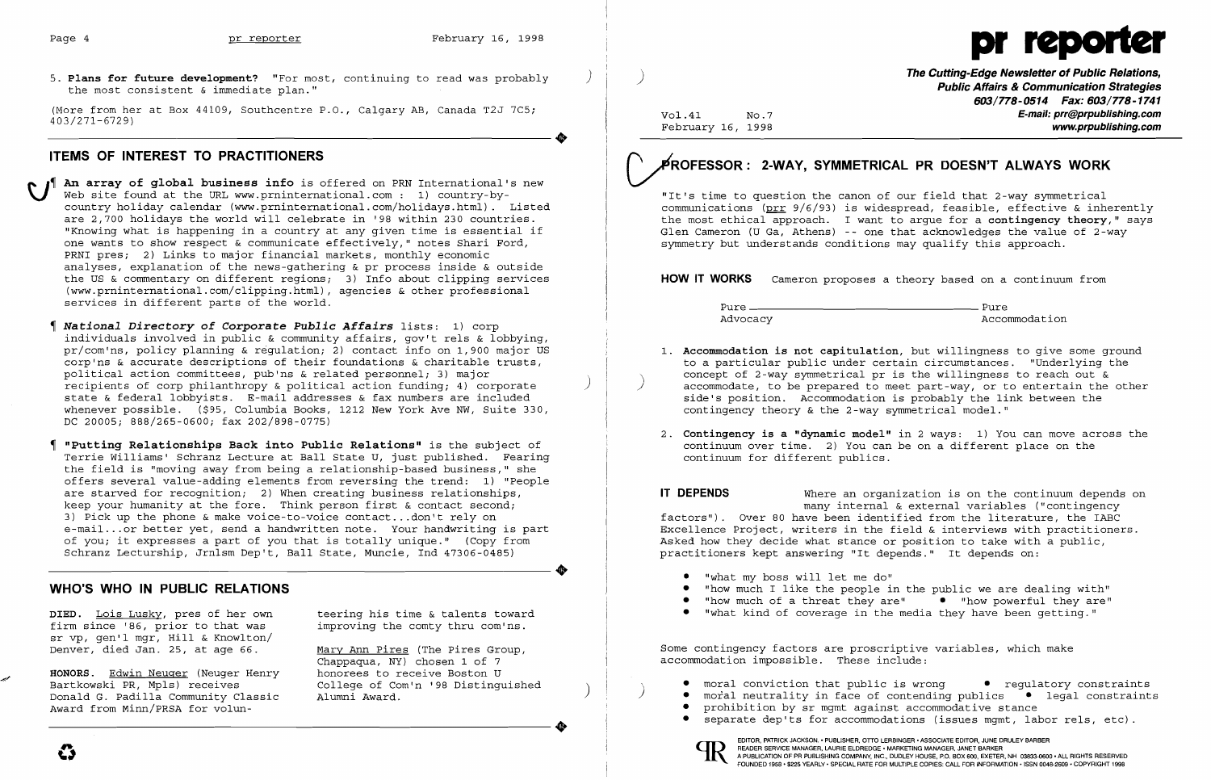5. **Plans for future development?** "For most, continuing to read was probably the most consistent & immediate plan."

(More from her at Box 44109, Southcentre P.O., Calgary AB, Canada T2J 7C5; 403/271-6729)

## ITEMS OF INTEREST TO PRACTITIONERS

¶ **An array of global business info** is offered on PRN International's new Web site found at the URL www.prninternational.com : 1) country-by-country holiday calendar (www.prninternational.com/holidays.html). Listed are 2,700 holidays the world will celebrate in '98 within 230 countries. "Knowing what is happening in a country at any given time is essential if one wants to show respect & communicate effectively," notes Shari Ford, PRNI pres; 2) Links to major financial markets, monthly economic analyses, explanation of the news-gathering & pr process inside & outside the US & commentary on different regions; 3) Info about clipping services (www.prninternational.com/clipping.html), agencies & other professional services in different parts of the world.

¶ ***National Directory of Corporate Public Affairs*** lists: 1) corp individuals involved in public & community affairs, gov't rels & lobbying, pr/com'ns, policy planning & regulation; 2) contact info on 1,900 major US corp'ns & accurate descriptions of their foundations & charitable trusts, political action committees, pub'ns & related personnel; 3) major recipients of corp philanthropy & political action funding; 4) corporate state & federal lobbyists. E-mail addresses & fax numbers are included whenever possible. ($95, Columbia Books, 1212 New York Ave NW, Suite 330, DC 20005; 888/265-0600; fax 202/898-0775)

¶ **"Putting Relationships Back into Public Relations"** is the subject of Terrie Williams' Schranz Lecture at Ball State U, just published. Fearing the field is "moving away from being a relationship-based business," she offers several value-adding elements from reversing the trend: 1) "People are starved for recognition; 2) When creating business relationships, keep your humanity at the fore. Think person first & contact second; 3) Pick up the phone & make voice-to-voice contact...don't rely on e-mail...or better yet, send a handwritten note. Your handwriting is part of you; it expresses a part of you that is totally unique." (Copy from Schranz Lecturship, Jrnlsm Dep't, Ball State, Muncie, Ind 47306-0485)

## WHO'S WHO IN PUBLIC RELATIONS

**DIED.** Lois Lusky, pres of her own firm since '86, prior to that was sr vp, gen'l mgr, Hill & Knowlton/Denver, died Jan. 25, at age 66.

**HONORS.** Edwin Neuger (Neuger Henry Bartkowski PR, Mpls) receives Donald G. Padilla Community Classic Award from Minn/PRSA for volunteering his time & talents toward improving the comty thru com'ns.

Mary Ann Pires (The Pires Group, Chappaqua, NY) chosen 1 of 7 honorees to receive Boston U College of Com'n '98 Distinguished Alumni Award.

---

# pr reporter

**The Cutting-Edge Newsletter of Public Relations, Public Affairs & Communication Strategies**
**603/778-0514 Fax: 603/778-1741**
**E-mail: prr@prpublishing.com**
**www.prpublishing.com**

Vol.41 No.7
February 16, 1998

## PROFESSOR: 2-WAY, SYMMETRICAL PR DOESN'T ALWAYS WORK

"It's time to question the canon of our field that 2-way symmetrical communications (prr 9/6/93) is widespread, feasible, effective & inherently the most ethical approach. I want to argue for a **contingency theory**," says Glen Cameron (U Ga, Athens) -- one that acknowledges the value of 2-way symmetry but understands conditions may qualify this approach.

**HOW IT WORKS** Cameron proposes a theory based on a continuum from

Pure Advocacy ———————————— Pure Accommodation

1. **Accommodation is not capitulation**, but willingness to give some ground to a particular public under certain circumstances. "Underlying the concept of 2-way symmetrical pr is the willingness to reach out & accommodate, to be prepared to meet part-way, or to entertain the other side's position. Accommodation is probably the link between the contingency theory & the 2-way symmetrical model."

2. **Contingency is a "dynamic model"** in 2 ways: 1) You can move across the continuum over time. 2) You can be on a different place on the continuum for different publics.

**IT DEPENDS** Where an organization is on the continuum depends on many internal & external variables ("contingency factors"). Over 80 have been identified from the literature, the IABC Excellence Project, writers in the field & interviews with practitioners. Asked how they decide what stance or position to take with a public, practitioners kept answering "It depends." It depends on:

- "what my boss will let me do"
- "how much I like the people in the public we are dealing with"
- "how much of a threat they are"
- "how powerful they are"
- "what kind of coverage in the media they have been getting."

Some contingency factors are proscriptive variables, which make accommodation impossible. These include:

- moral conviction that public is wrong
- regulatory constraints
- moral neutrality in face of contending publics
- legal constraints
- prohibition by sr mgmt against accommodative stance
- separate dep'ts for accommodations (issues mgmt, labor rels, etc).

EDITOR, PATRICK JACKSON • PUBLISHER, OTTO LERBINGER • ASSOCIATE EDITOR, JUNE DRULEY BARBER
READER SERVICE MANAGER, LAURIE ELDREDGE • MARKETING MANAGER, JANET BARKER
A PUBLICATION OF PR PUBLISHING COMPANY, INC., DUDLEY HOUSE, P.O. BOX 600, EXETER, NH 03833-0600 • ALL RIGHTS RESERVED
FOUNDED 1958 • $225 YEARLY • SPECIAL RATE FOR MULTIPLE COPIES: CALL FOR INFORMATION • ISSN 0048-2609 • COPYRIGHT 1998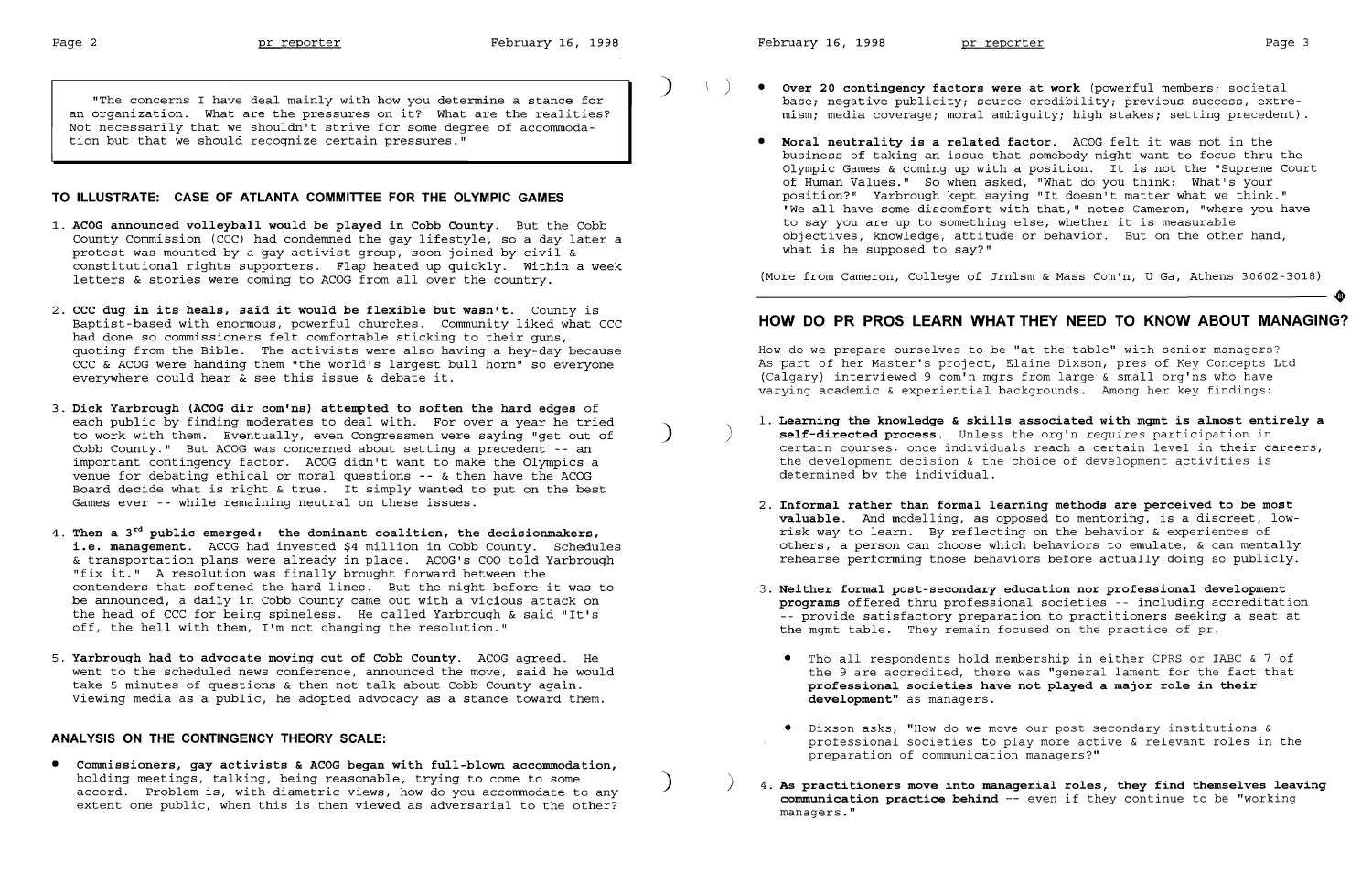"The concerns I have deal mainly with how you determine a stance for an organization. What are the pressures on it? What are the realities? Not necessarily that we shouldn't strive for some degree of accommodation but that we should recognize certain pressures."

## TO ILLUSTRATE: CASE OF ATLANTA COMMITTEE FOR THE OLYMPIC GAMES

1. **ACOG announced volleyball would be played in Cobb County.** But the Cobb County Commission (CCC) had condemned the gay lifestyle, so a day later a protest was mounted by a gay activist group, soon joined by civil & constitutional rights supporters. Flap heated up quickly. Within a week letters & stories were coming to ACOG from all over the country.

2. **CCC dug in its heals, said it would be flexible but wasn't.** County is Baptist-based with enormous, powerful churches. Community liked what CCC had done so commissioners felt comfortable sticking to their guns, quoting from the Bible. The activists were also having a hey-day because CCC & ACOG were handing them "the world's largest bull horn" so everyone everywhere could hear & see this issue & debate it.

3. **Dick Yarbrough (ACOG dir com'ns) attempted to soften the hard edges** of each public by finding moderates to deal with. For over a year he tried to work with them. Eventually, even Congressmen were saying "get out of Cobb County." But ACOG was concerned about setting a precedent -- an important contingency factor. ACOG didn't want to make the Olympics a venue for debating ethical or moral questions -- & then have the ACOG Board decide what is right & true. It simply wanted to put on the best Games ever -- while remaining neutral on these issues.

4. **Then a 3rd public emerged: the dominant coalition, the decisionmakers, i.e. management.** ACOG had invested $4 million in Cobb County. Schedules & transportation plans were already in place. ACOG's COO told Yarbrough "fix it." A resolution was finally brought forward between the contenders that softened the hard lines. But the night before it was to be announced, a daily in Cobb County came out with a vicious attack on the head of CCC for being spineless. He called Yarbrough & said "It's off, the hell with them, I'm not changing the resolution."

5. **Yarbrough had to advocate moving out of Cobb County.** ACOG agreed. He went to the scheduled news conference, announced the move, said he would take 5 minutes of questions & then not talk about Cobb County again. Viewing media as a public, he adopted advocacy as a stance toward them.

## ANALYSIS ON THE CONTINGENCY THEORY SCALE:

- **Commissioners, gay activists & ACOG began with full-blown accommodation,** holding meetings, talking, being reasonable, trying to come to some accord. Problem is, with diametric views, how do you accommodate to any extent one public, when this is then viewed as adversarial to the other?

- **Over 20 contingency factors were at work** (powerful members; societal base; negative publicity; source credibility; previous success, extremism; media coverage; moral ambiguity; high stakes; setting precedent).

- **Moral neutrality is a related factor.** ACOG felt it was not in the business of taking an issue that somebody might want to focus thru the Olympic Games & coming up with a position. It is not the "Supreme Court of Human Values." So when asked, "What do you think: What's your position?" Yarbrough kept saying "It doesn't matter what we think." "We all have some discomfort with that," notes Cameron, "where you have to say you are up to something else, whether it is measurable objectives, knowledge, attitude or behavior. But on the other hand, what is he supposed to say?"

(More from Cameron, College of Jrnlsm & Mass Com'n, U Ga, Athens 30602-3018)

## HOW DO PR PROS LEARN WHAT THEY NEED TO KNOW ABOUT MANAGING?

How do we prepare ourselves to be "at the table" with senior managers? As part of her Master's project, Elaine Dixson, pres of Key Concepts Ltd (Calgary) interviewed 9 com'n mgrs from large & small org'ns who have varying academic & experiential backgrounds. Among her key findings:

1. **Learning the knowledge & skills associated with mgmt is almost entirely a self-directed process.** Unless the org'n *requires* participation in certain courses, once individuals reach a certain level in their careers, the development decision & the choice of development activities is determined by the individual.

2. **Informal rather than formal learning methods are perceived to be most valuable.** And modelling, as opposed to mentoring, is a discreet, low-risk way to learn. By reflecting on the behavior & experiences of others, a person can choose which behaviors to emulate, & can mentally rehearse performing those behaviors before actually doing so publicly.

3. **Neither formal post-secondary education nor professional development programs** offered thru professional societies -- including accreditation -- provide satisfactory preparation to practitioners seeking a seat at the mgmt table. They remain focused on the practice of pr.

   - Tho all respondents hold membership in either CPRS or IABC & 7 of the 9 are accredited, there was "general lament for the fact that **professional societies have not played a major role in their development**" as managers.

   - Dixson asks, "How do we move our post-secondary institutions & professional societies to play more active & relevant roles in the preparation of communication managers?"

4. **As practitioners move into managerial roles, they find themselves leaving communication practice behind** -- even if they continue to be "working managers."